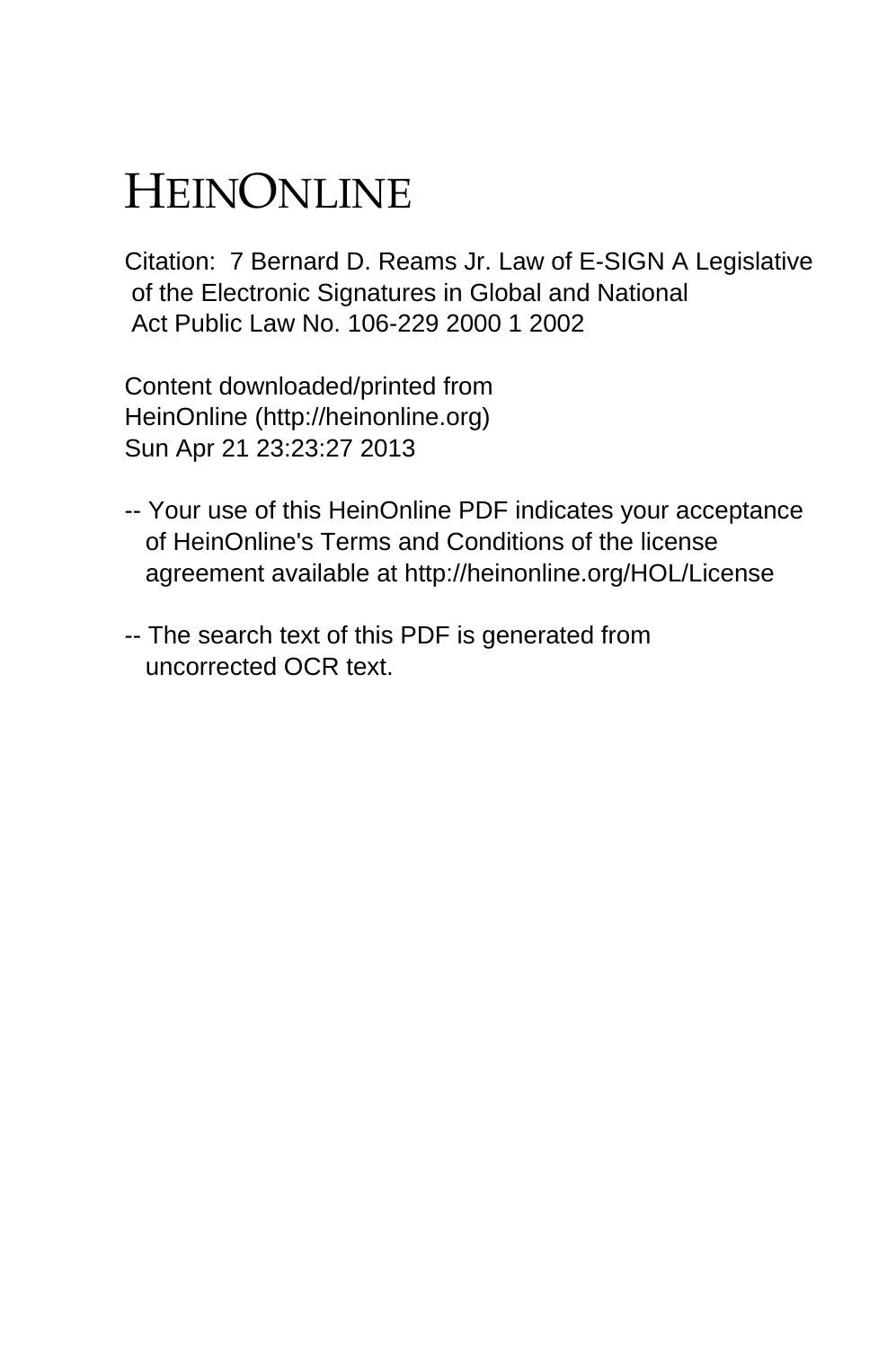# HEINONLINE

Citation: 7 Bernard D. Reams Jr. Law of E-SIGN A Legislative of the Electronic Signatures in Global and National Act Public Law No. 106-229 2000 1 2002

Content downloaded/printed from HeinOnline (http://heinonline.org)
Sun Apr 21 23:23:27 2013

-- Your use of this HeinOnline PDF indicates your acceptance of HeinOnline's Terms and Conditions of the license agreement available at http://heinonline.org/HOL/License

-- The search text of this PDF is generated from uncorrected OCR text.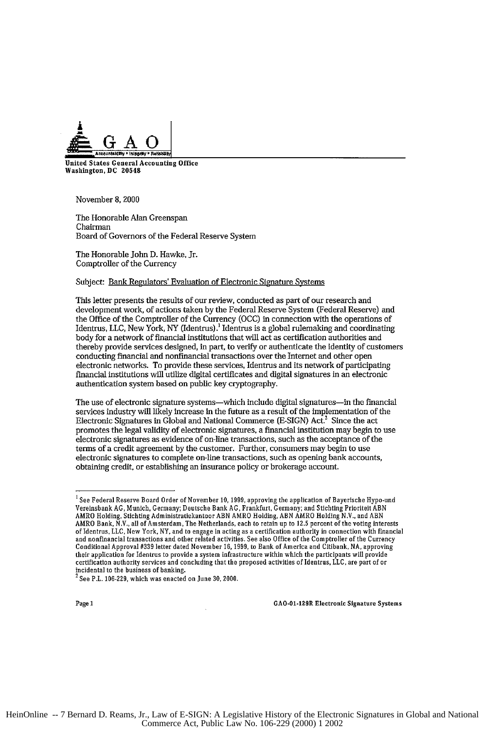GAO

United States General Accounting Office
Washington, DC 20548

November 8, 2000

The Honorable Alan Greenspan
Chairman
Board of Governors of the Federal Reserve System

The Honorable John D. Hawke, Jr.
Comptroller of the Currency

Subject: Bank Regulators' Evaluation of Electronic Signature Systems

This letter presents the results of our review, conducted as part of our research and development work, of actions taken by the Federal Reserve System (Federal Reserve) and the Office of the Comptroller of the Currency (OCC) in connection with the operations of Identrus, LLC, New York, NY (Identrus).[1] Identrus is a global rulemaking and coordinating body for a network of financial institutions that will act as certification authorities and thereby provide services designed, in part, to verify or authenticate the identity of customers conducting financial and nonfinancial transactions over the Internet and other open electronic networks. To provide these services, Identrus and its network of participating financial institutions will utilize digital certificates and digital signatures in an electronic authentication system based on public key cryptography.

The use of electronic signature systems—which include digital signatures—in the financial services industry will likely increase in the future as a result of the implementation of the Electronic Signatures in Global and National Commerce (E-SIGN) Act.[2] Since the act promotes the legal validity of electronic signatures, a financial institution may begin to use electronic signatures as evidence of on-line transactions, such as the acceptance of the terms of a credit agreement by the customer. Further, consumers may begin to use electronic signatures to complete on-line transactions, such as opening bank accounts, obtaining credit, or establishing an insurance policy or brokerage account.

---

[1] See Federal Reserve Board Order of November 10, 1999, approving the application of Bayerische Hypo-und Vereinsbank AG, Munich, Germany; Deutsche Bank AG, Frankfurt, Germany; and Stichting Prioriteit ABN AMRO Holding, Stichting Administratiekantoor ABN AMRO Holding, ABN AMRO Holding N.V., and ABN AMRO Bank, N.V., all of Amsterdam, The Netherlands, each to retain up to 12.5 percent of the voting interests of Identrus, LLC, New York, NY, and to engage in acting as a certification authority in connection with financial and nonfinancial transactions and other related activities. See also Office of the Comptroller of the Currency Conditional Approval #339 letter dated November 16, 1999, to Bank of America and Citibank, NA, approving their application for Identrus to provide a system infrastructure within which the participants will provide certification authority services and concluding that the proposed activities of Identrus, LLC, are part of or incidental to the business of banking.

[2] See P.L. 106-229, which was enacted on June 30, 2000.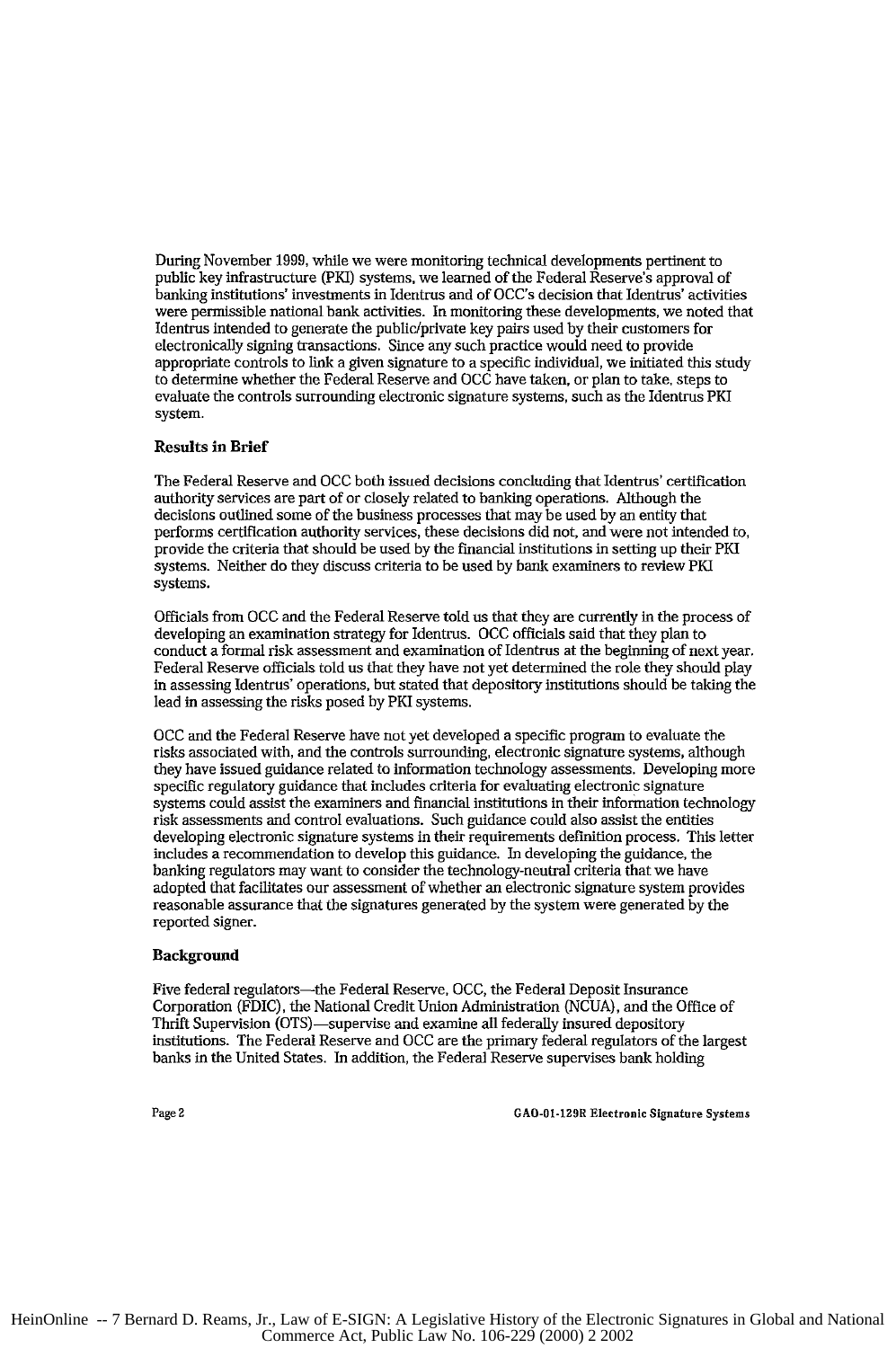During November 1999, while we were monitoring technical developments pertinent to public key infrastructure (PKI) systems, we learned of the Federal Reserve's approval of banking institutions' investments in Identrus and of OCC's decision that Identrus' activities were permissible national bank activities. In monitoring these developments, we noted that Identrus intended to generate the public/private key pairs used by their customers for electronically signing transactions. Since any such practice would need to provide appropriate controls to link a given signature to a specific individual, we initiated this study to determine whether the Federal Reserve and OCC have taken, or plan to take, steps to evaluate the controls surrounding electronic signature systems, such as the Identrus PKI system.

### Results in Brief

The Federal Reserve and OCC both issued decisions concluding that Identrus' certification authority services are part of or closely related to banking operations. Although the decisions outlined some of the business processes that may be used by an entity that performs certification authority services, these decisions did not, and were not intended to, provide the criteria that should be used by the financial institutions in setting up their PKI systems. Neither do they discuss criteria to be used by bank examiners to review PKI systems.

Officials from OCC and the Federal Reserve told us that they are currently in the process of developing an examination strategy for Identrus. OCC officials said that they plan to conduct a formal risk assessment and examination of Identrus at the beginning of next year. Federal Reserve officials told us that they have not yet determined the role they should play in assessing Identrus' operations, but stated that depository institutions should be taking the lead in assessing the risks posed by PKI systems.

OCC and the Federal Reserve have not yet developed a specific program to evaluate the risks associated with, and the controls surrounding, electronic signature systems, although they have issued guidance related to information technology assessments. Developing more specific regulatory guidance that includes criteria for evaluating electronic signature systems could assist the examiners and financial institutions in their information technology risk assessments and control evaluations. Such guidance could also assist the entities developing electronic signature systems in their requirements definition process. This letter includes a recommendation to develop this guidance. In developing the guidance, the banking regulators may want to consider the technology-neutral criteria that we have adopted that facilitates our assessment of whether an electronic signature system provides reasonable assurance that the signatures generated by the system were generated by the reported signer.

### Background

Five federal regulators—the Federal Reserve, OCC, the Federal Deposit Insurance Corporation (FDIC), the National Credit Union Administration (NCUA), and the Office of Thrift Supervision (OTS)—supervise and examine all federally insured depository institutions. The Federal Reserve and OCC are the primary federal regulators of the largest banks in the United States. In addition, the Federal Reserve supervises bank holding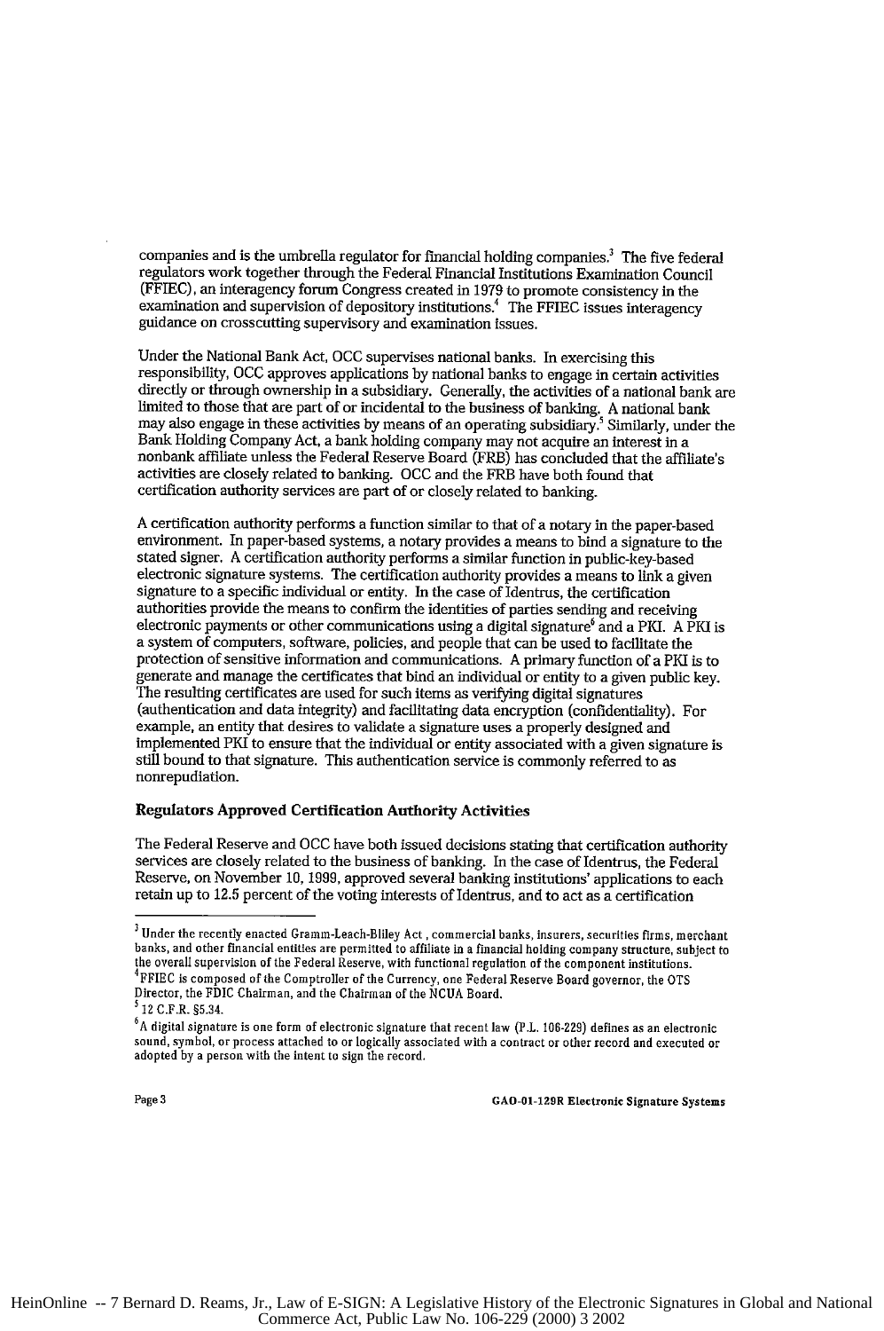companies and is the umbrella regulator for financial holding companies.[3] The five federal regulators work together through the Federal Financial Institutions Examination Council (FFIEC), an interagency forum Congress created in 1979 to promote consistency in the examination and supervision of depository institutions.[4] The FFIEC issues interagency guidance on crosscutting supervisory and examination issues.

Under the National Bank Act, OCC supervises national banks. In exercising this responsibility, OCC approves applications by national banks to engage in certain activities directly or through ownership in a subsidiary. Generally, the activities of a national bank are limited to those that are part of or incidental to the business of banking. A national bank may also engage in these activities by means of an operating subsidiary.[5] Similarly, under the Bank Holding Company Act, a bank holding company may not acquire an interest in a nonbank affiliate unless the Federal Reserve Board (FRB) has concluded that the affiliate's activities are closely related to banking. OCC and the FRB have both found that certification authority services are part of or closely related to banking.

A certification authority performs a function similar to that of a notary in the paper-based environment. In paper-based systems, a notary provides a means to bind a signature to the stated signer. A certification authority performs a similar function in public-key-based electronic signature systems. The certification authority provides a means to link a given signature to a specific individual or entity. In the case of Identrus, the certification authorities provide the means to confirm the identities of parties sending and receiving electronic payments or other communications using a digital signature[6] and a PKI. A PKI is a system of computers, software, policies, and people that can be used to facilitate the protection of sensitive information and communications. A primary function of a PKI is to generate and manage the certificates that bind an individual or entity to a given public key. The resulting certificates are used for such items as verifying digital signatures (authentication and data integrity) and facilitating data encryption (confidentiality). For example, an entity that desires to validate a signature uses a properly designed and implemented PKI to ensure that the individual or entity associated with a given signature is still bound to that signature. This authentication service is commonly referred to as nonrepudiation.

### Regulators Approved Certification Authority Activities

The Federal Reserve and OCC have both issued decisions stating that certification authority services are closely related to the business of banking. In the case of Identrus, the Federal Reserve, on November 10, 1999, approved several banking institutions' applications to each retain up to 12.5 percent of the voting interests of Identrus, and to act as a certification

---

[3] Under the recently enacted Gramm-Leach-Bliley Act, commercial banks, insurers, securities firms, merchant banks, and other financial entities are permitted to affiliate in a financial holding company structure, subject to the overall supervision of the Federal Reserve, with functional regulation of the component institutions.

[4] FFIEC is composed of the Comptroller of the Currency, one Federal Reserve Board governor, the OTS Director, the FDIC Chairman, and the Chairman of the NCUA Board.

[5] 12 C.F.R. §5.34.

[6] A digital signature is one form of electronic signature that recent law (P.L. 106-229) defines as an electronic sound, symbol, or process attached to or logically associated with a contract or other record and executed or adopted by a person with the intent to sign the record.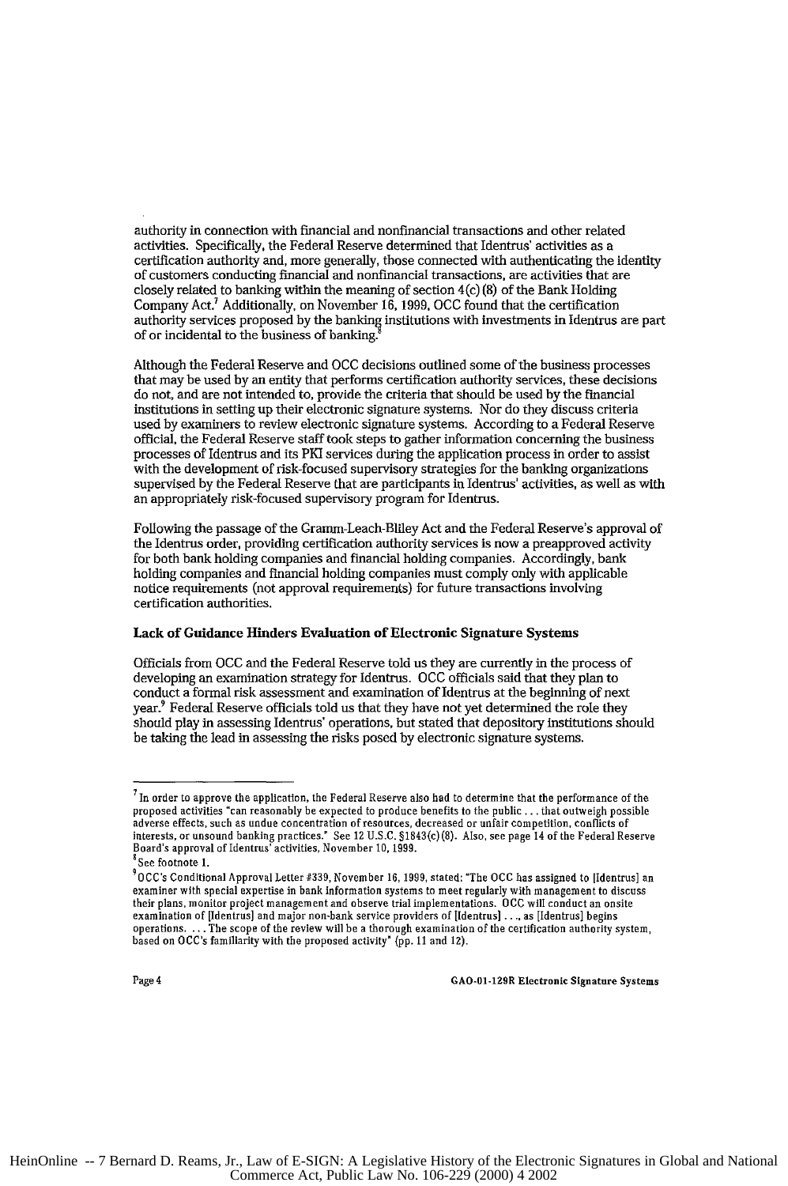authority in connection with financial and nonfinancial transactions and other related activities. Specifically, the Federal Reserve determined that Identrus' activities as a certification authority and, more generally, those connected with authenticating the identity of customers conducting financial and nonfinancial transactions, are activities that are closely related to banking within the meaning of section 4(c)(8) of the Bank Holding Company Act.[7] Additionally, on November 16, 1999, OCC found that the certification authority services proposed by the banking institutions with investments in Identrus are part of or incidental to the business of banking.[8]

Although the Federal Reserve and OCC decisions outlined some of the business processes that may be used by an entity that performs certification authority services, these decisions do not, and are not intended to, provide the criteria that should be used by the financial institutions in setting up their electronic signature systems. Nor do they discuss criteria used by examiners to review electronic signature systems. According to a Federal Reserve official, the Federal Reserve staff took steps to gather information concerning the business processes of Identrus and its PKI services during the application process in order to assist with the development of risk-focused supervisory strategies for the banking organizations supervised by the Federal Reserve that are participants in Identrus' activities, as well as with an appropriately risk-focused supervisory program for Identrus.

Following the passage of the Gramm-Leach-Bliley Act and the Federal Reserve's approval of the Identrus order, providing certification authority services is now a preapproved activity for both bank holding companies and financial holding companies. Accordingly, bank holding companies and financial holding companies must comply only with applicable notice requirements (not approval requirements) for future transactions involving certification authorities.

**Lack of Guidance Hinders Evaluation of Electronic Signature Systems**

Officials from OCC and the Federal Reserve told us they are currently in the process of developing an examination strategy for Identrus. OCC officials said that they plan to conduct a formal risk assessment and examination of Identrus at the beginning of next year.[9] Federal Reserve officials told us that they have not yet determined the role they should play in assessing Identrus' operations, but stated that depository institutions should be taking the lead in assessing the risks posed by electronic signature systems.

---

[7] In order to approve the application, the Federal Reserve also had to determine that the performance of the proposed activities "can reasonably be expected to produce benefits to the public . . . that outweigh possible adverse effects, such as undue concentration of resources, decreased or unfair competition, conflicts of interests, or unsound banking practices." See 12 U.S.C. §1843(c)(8). Also, see page 14 of the Federal Reserve Board's approval of Identrus' activities, November 10, 1999.

[8] See footnote 1.

[9] OCC's Conditional Approval Letter #339, November 16, 1999, stated: "The OCC has assigned to [Identrus] an examiner with special expertise in bank information systems to meet regularly with management to discuss their plans, monitor project management and observe trial implementations. OCC will conduct an onsite examination of [Identrus] and major non-bank service providers of [Identrus] . . ., as [Identrus] begins operations. . . . The scope of the review will be a thorough examination of the certification authority system, based on OCC's familiarity with the proposed activity" (pp. 11 and 12).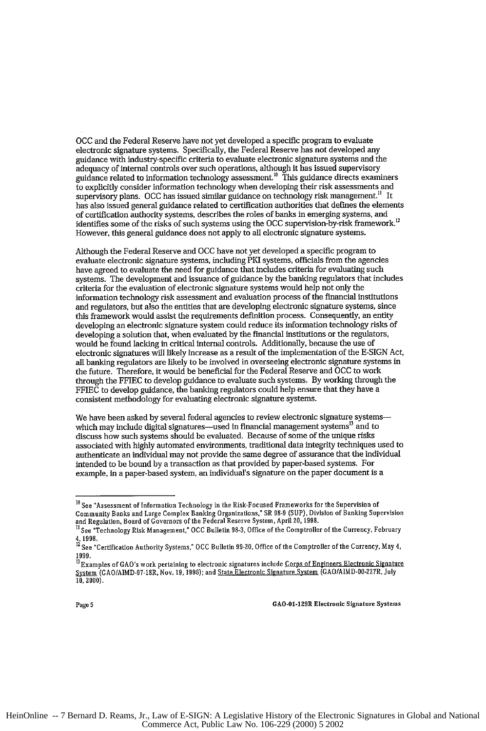OCC and the Federal Reserve have not yet developed a specific program to evaluate electronic signature systems. Specifically, the Federal Reserve has not developed any guidance with industry-specific criteria to evaluate electronic signature systems and the adequacy of internal controls over such operations, although it has issued supervisory guidance related to information technology assessment.[10] This guidance directs examiners to explicitly consider information technology when developing their risk assessments and supervisory plans. OCC has issued similar guidance on technology risk management.[11] It has also issued general guidance related to certification authorities that defines the elements of certification authority systems, describes the roles of banks in emerging systems, and identifies some of the risks of such systems using the OCC supervision-by-risk framework.[12] However, this general guidance does not apply to all electronic signature systems.

Although the Federal Reserve and OCC have not yet developed a specific program to evaluate electronic signature systems, including PKI systems, officials from the agencies have agreed to evaluate the need for guidance that includes criteria for evaluating such systems. The development and issuance of guidance by the banking regulators that includes criteria for the evaluation of electronic signature systems would help not only the information technology risk assessment and evaluation process of the financial institutions and regulators, but also the entities that are developing electronic signature systems, since this framework would assist the requirements definition process. Consequently, an entity developing an electronic signature system could reduce its information technology risks of developing a solution that, when evaluated by the financial institutions or the regulators, would be found lacking in critical internal controls. Additionally, because the use of electronic signatures will likely increase as a result of the implementation of the E-SIGN Act, all banking regulators are likely to be involved in overseeing electronic signature systems in the future. Therefore, it would be beneficial for the Federal Reserve and OCC to work through the FFIEC to develop guidance to evaluate such systems. By working through the FFIEC to develop guidance, the banking regulators could help ensure that they have a consistent methodology for evaluating electronic signature systems.

We have been asked by several federal agencies to review electronic signature systems—which may include digital signatures—used in financial management systems[13] and to discuss how such systems should be evaluated. Because of some of the unique risks associated with highly automated environments, traditional data integrity techniques used to authenticate an individual may not provide the same degree of assurance that the individual intended to be bound by a transaction as that provided by paper-based systems. For example, in a paper-based system, an individual's signature on the paper document is a

---

[10] See "Assessment of Information Technology in the Risk-Focused Frameworks for the Supervision of Community Banks and Large Complex Banking Organizations," SR 98-9 (SUP), Division of Banking Supervision and Regulation, Board of Governors of the Federal Reserve System, April 20, 1998.

[11] See "Technology Risk Management," OCC Bulletin 98-3, Office of the Comptroller of the Currency, February 4, 1998.

[12] See "Certification Authority Systems," OCC Bulletin 99-20, Office of the Comptroller of the Currency, May 4, 1999.

[13] Examples of GAO's work pertaining to electronic signatures include Corps of Engineers Electronic Signature System (GAO/AIMD-97-18R, Nov. 19, 1996); and State Electronic Signature System (GAO/AIMD-00-227R, July 10, 2000).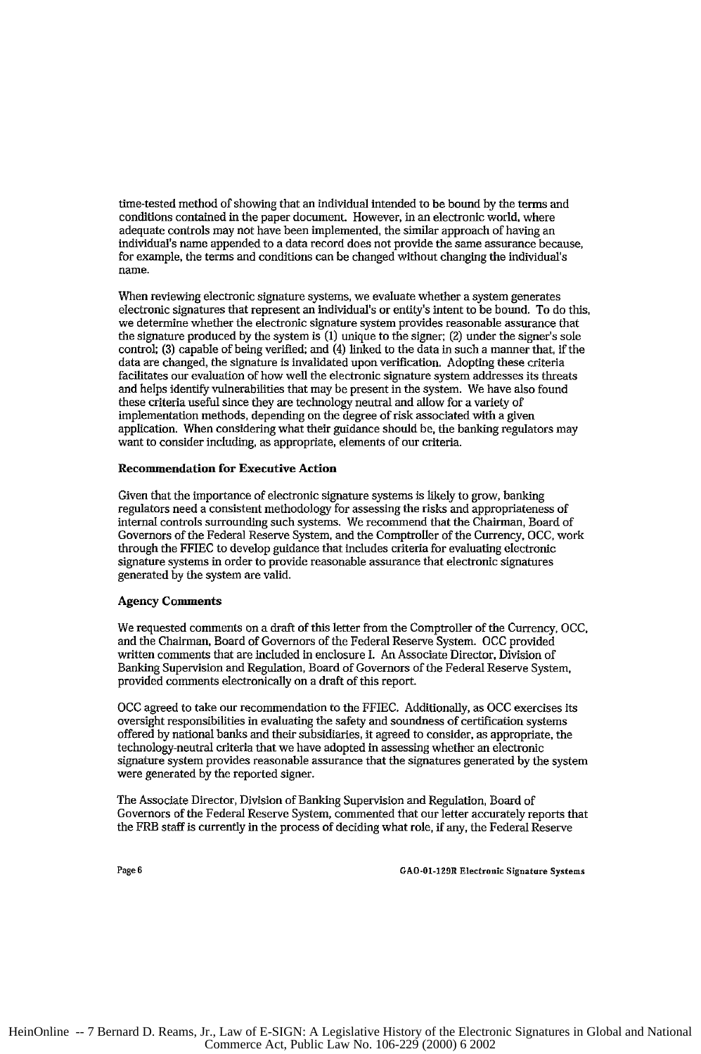time-tested method of showing that an individual intended to be bound by the terms and conditions contained in the paper document. However, in an electronic world, where adequate controls may not have been implemented, the similar approach of having an individual's name appended to a data record does not provide the same assurance because, for example, the terms and conditions can be changed without changing the individual's name.

When reviewing electronic signature systems, we evaluate whether a system generates electronic signatures that represent an individual's or entity's intent to be bound. To do this, we determine whether the electronic signature system provides reasonable assurance that the signature produced by the system is (1) unique to the signer; (2) under the signer's sole control; (3) capable of being verified; and (4) linked to the data in such a manner that, if the data are changed, the signature is invalidated upon verification. Adopting these criteria facilitates our evaluation of how well the electronic signature system addresses its threats and helps identify vulnerabilities that may be present in the system. We have also found these criteria useful since they are technology neutral and allow for a variety of implementation methods, depending on the degree of risk associated with a given application. When considering what their guidance should be, the banking regulators may want to consider including, as appropriate, elements of our criteria.

**Recommendation for Executive Action**

Given that the importance of electronic signature systems is likely to grow, banking regulators need a consistent methodology for assessing the risks and appropriateness of internal controls surrounding such systems. We recommend that the Chairman, Board of Governors of the Federal Reserve System, and the Comptroller of the Currency, OCC, work through the FFIEC to develop guidance that includes criteria for evaluating electronic signature systems in order to provide reasonable assurance that electronic signatures generated by the system are valid.

**Agency Comments**

We requested comments on a draft of this letter from the Comptroller of the Currency, OCC, and the Chairman, Board of Governors of the Federal Reserve System. OCC provided written comments that are included in enclosure I. An Associate Director, Division of Banking Supervision and Regulation, Board of Governors of the Federal Reserve System, provided comments electronically on a draft of this report.

OCC agreed to take our recommendation to the FFIEC. Additionally, as OCC exercises its oversight responsibilities in evaluating the safety and soundness of certification systems offered by national banks and their subsidiaries, it agreed to consider, as appropriate, the technology-neutral criteria that we have adopted in assessing whether an electronic signature system provides reasonable assurance that the signatures generated by the system were generated by the reported signer.

The Associate Director, Division of Banking Supervision and Regulation, Board of Governors of the Federal Reserve System, commented that our letter accurately reports that the FRB staff is currently in the process of deciding what role, if any, the Federal Reserve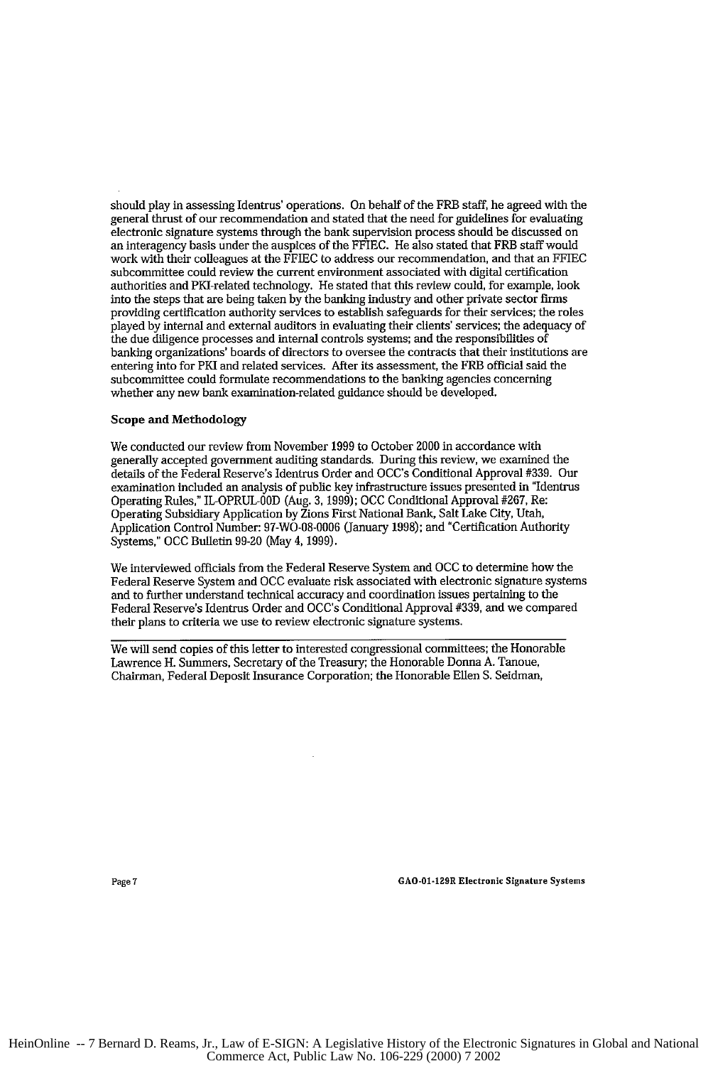should play in assessing Identrus' operations. On behalf of the FRB staff, he agreed with the general thrust of our recommendation and stated that the need for guidelines for evaluating electronic signature systems through the bank supervision process should be discussed on an interagency basis under the auspices of the FFIEC. He also stated that FRB staff would work with their colleagues at the FFIEC to address our recommendation, and that an FFIEC subcommittee could review the current environment associated with digital certification authorities and PKI-related technology. He stated that this review could, for example, look into the steps that are being taken by the banking industry and other private sector firms providing certification authority services to establish safeguards for their services; the roles played by internal and external auditors in evaluating their clients' services; the adequacy of the due diligence processes and internal controls systems; and the responsibilities of banking organizations' boards of directors to oversee the contracts that their institutions are entering into for PKI and related services. After its assessment, the FRB official said the subcommittee could formulate recommendations to the banking agencies concerning whether any new bank examination-related guidance should be developed.

**Scope and Methodology**

We conducted our review from November 1999 to October 2000 in accordance with generally accepted government auditing standards. During this review, we examined the details of the Federal Reserve's Identrus Order and OCC's Conditional Approval #339. Our examination included an analysis of public key infrastructure issues presented in "Identrus Operating Rules," IL-OPRUL-00D (Aug. 3, 1999); OCC Conditional Approval #267, Re: Operating Subsidiary Application by Zions First National Bank, Salt Lake City, Utah, Application Control Number: 97-WO-08-0006 (January 1998); and "Certification Authority Systems," OCC Bulletin 99-20 (May 4, 1999).

We interviewed officials from the Federal Reserve System and OCC to determine how the Federal Reserve System and OCC evaluate risk associated with electronic signature systems and to further understand technical accuracy and coordination issues pertaining to the Federal Reserve's Identrus Order and OCC's Conditional Approval #339, and we compared their plans to criteria we use to review electronic signature systems.

---

We will send copies of this letter to interested congressional committees; the Honorable Lawrence H. Summers, Secretary of the Treasury; the Honorable Donna A. Tanoue, Chairman, Federal Deposit Insurance Corporation; the Honorable Ellen S. Seidman,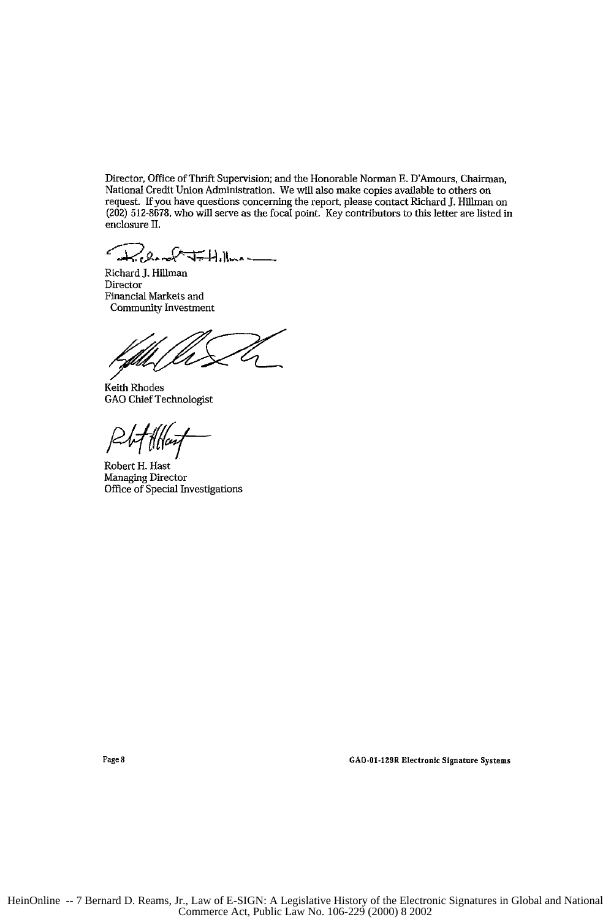Director, Office of Thrift Supervision; and the Honorable Norman E. D'Amours, Chairman, National Credit Union Administration. We will also make copies available to others on request. If you have questions concerning the report, please contact Richard J. Hillman on (202) 512-8678, who will serve as the focal point. Key contributors to this letter are listed in enclosure II.

Richard J. Hillman
Director
Financial Markets and
Community Investment

Keith Rhodes
GAO Chief Technologist

Robert H. Hast
Managing Director
Office of Special Investigations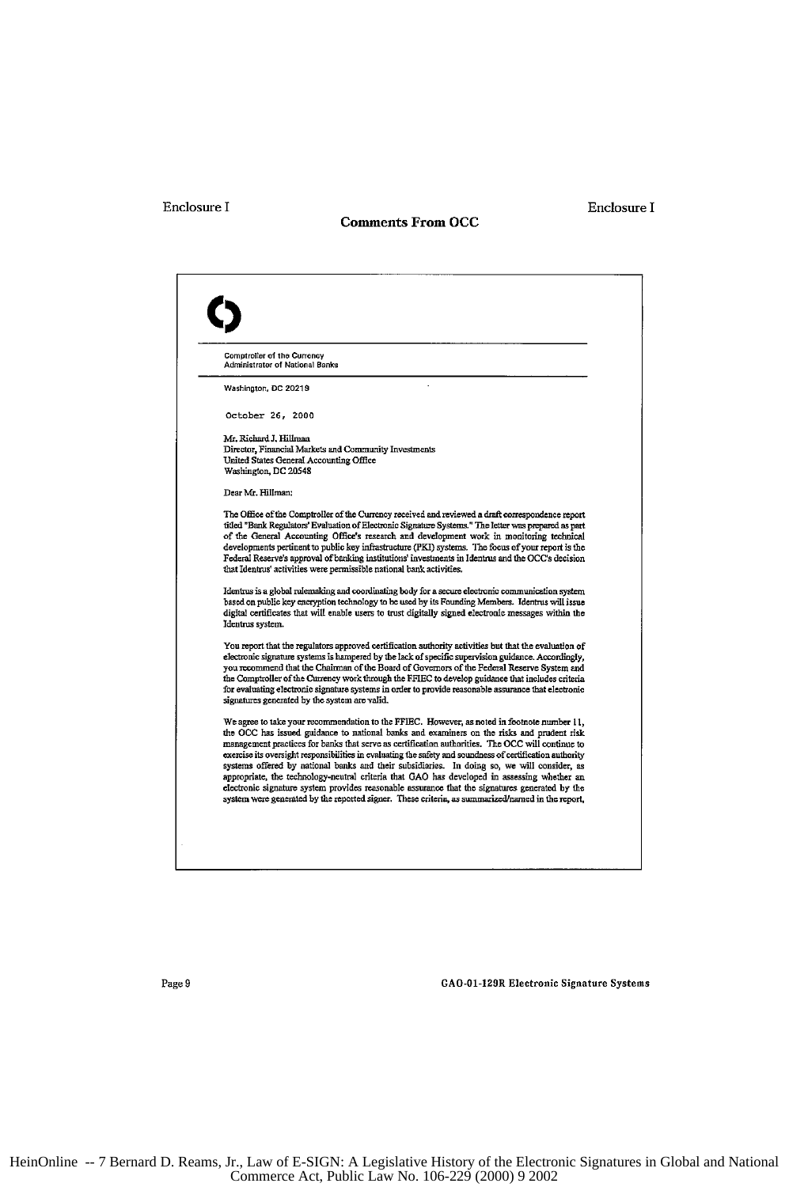Enclosure I

## Comments From OCC

Comptroller of the Currency
Administrator of National Banks

Washington, DC 20219

October 26, 2000

Mr. Richard J. Hillman
Director, Financial Markets and Community Investments
United States General Accounting Office
Washington, DC 20548

Dear Mr. Hillman:

The Office of the Comptroller of the Currency received and reviewed a draft correspondence report titled "Bank Regulators' Evaluation of Electronic Signature Systems." The letter was prepared as part of the General Accounting Office's research and development work in monitoring technical developments pertinent to public key infrastructure (PKI) systems. The focus of your report is the Federal Reserve's approval of banking institutions' investments in Identrus and the OCC's decision that Identrus' activities were permissible national bank activities.

Identrus is a global rulemaking and coordinating body for a secure electronic communication system based on public key encryption technology to be used by its Founding Members. Identrus will issue digital certificates that will enable users to trust digitally signed electronic messages within the Identrus system.

You report that the regulators approved certification authority activities but that the evaluation of electronic signature systems is hampered by the lack of specific supervision guidance. Accordingly, you recommend that the Chairman of the Board of Governors of the Federal Reserve System and the Comptroller of the Currency work through the FFIEC to develop guidance that includes criteria for evaluating electronic signature systems in order to provide reasonable assurance that electronic signatures generated by the system are valid.

We agree to take your recommendation to the FFIEC. However, as noted in footnote number 11, the OCC has issued guidance to national banks and examiners on the risks and prudent risk management practices for banks that serve as certification authorities. The OCC will continue to exercise its oversight responsibilities in evaluating the safety and soundness of certification authority systems offered by national banks and their subsidiaries. In doing so, we will consider, as appropriate, the technology-neutral criteria that GAO has developed in assessing whether an electronic signature system provides reasonable assurance that the signatures generated by the system were generated by the reported signer. These criteria, as summarized/named in the report,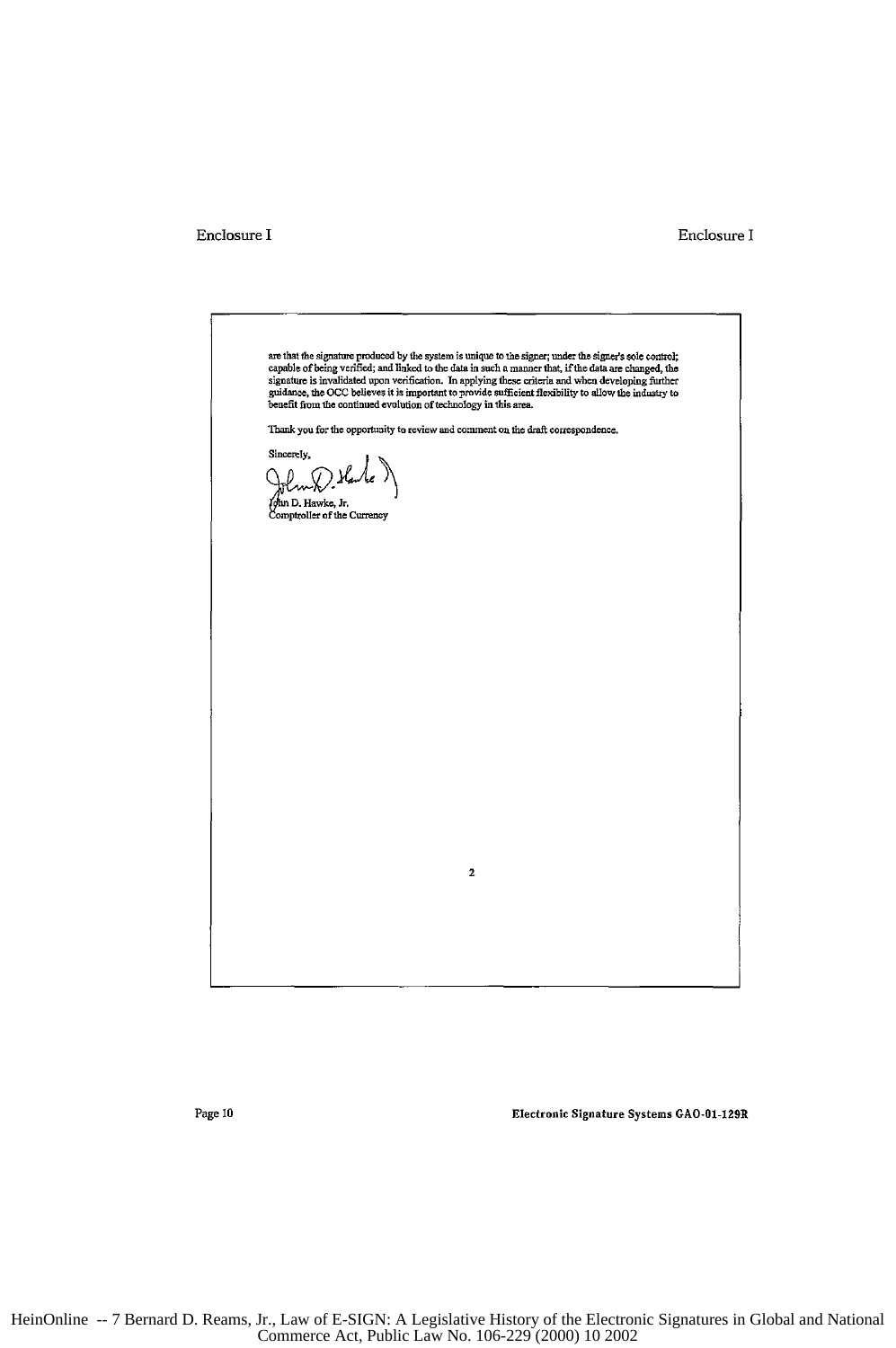are that the signature produced by the system is unique to the signer; under the signer's sole control; capable of being verified; and linked to the data in such a manner that, if the data are changed, the signature is invalidated upon verification. In applying these criteria and when developing further guidance, the OCC believes it is important to provide sufficient flexibility to allow the industry to benefit from the continued evolution of technology in this area.

Thank you for the opportunity to review and comment on the draft correspondence.

Sincerely,

John D. Hawke, Jr.
Comptroller of the Currency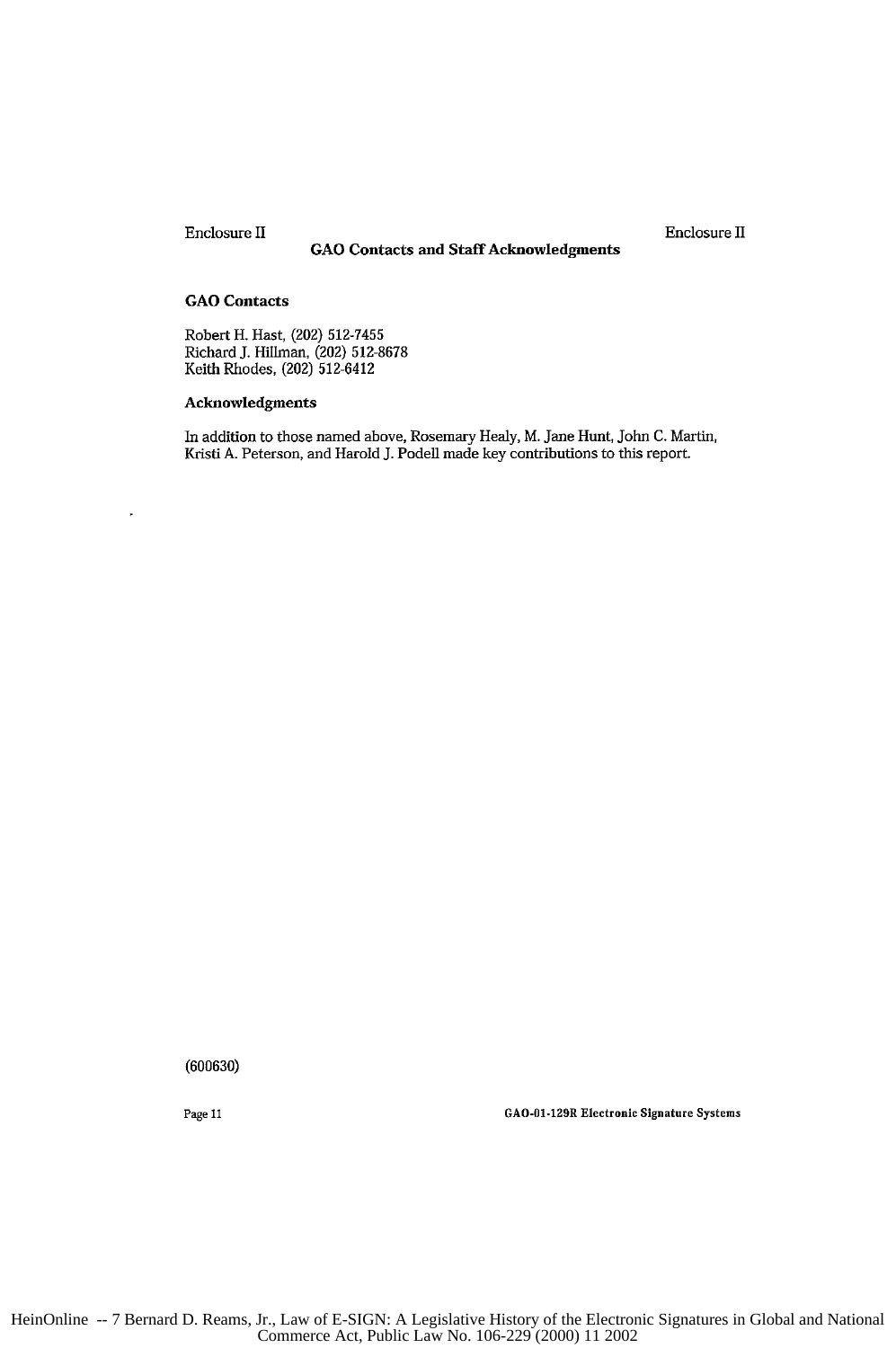# GAO Contacts and Staff Acknowledgments

## GAO Contacts

Robert H. Hast, (202) 512-7455
Richard J. Hillman, (202) 512-8678
Keith Rhodes, (202) 512-6412

## Acknowledgments

In addition to those named above, Rosemary Healy, M. Jane Hunt, John C. Martin, Kristi A. Peterson, and Harold J. Podell made key contributions to this report.

(600630)